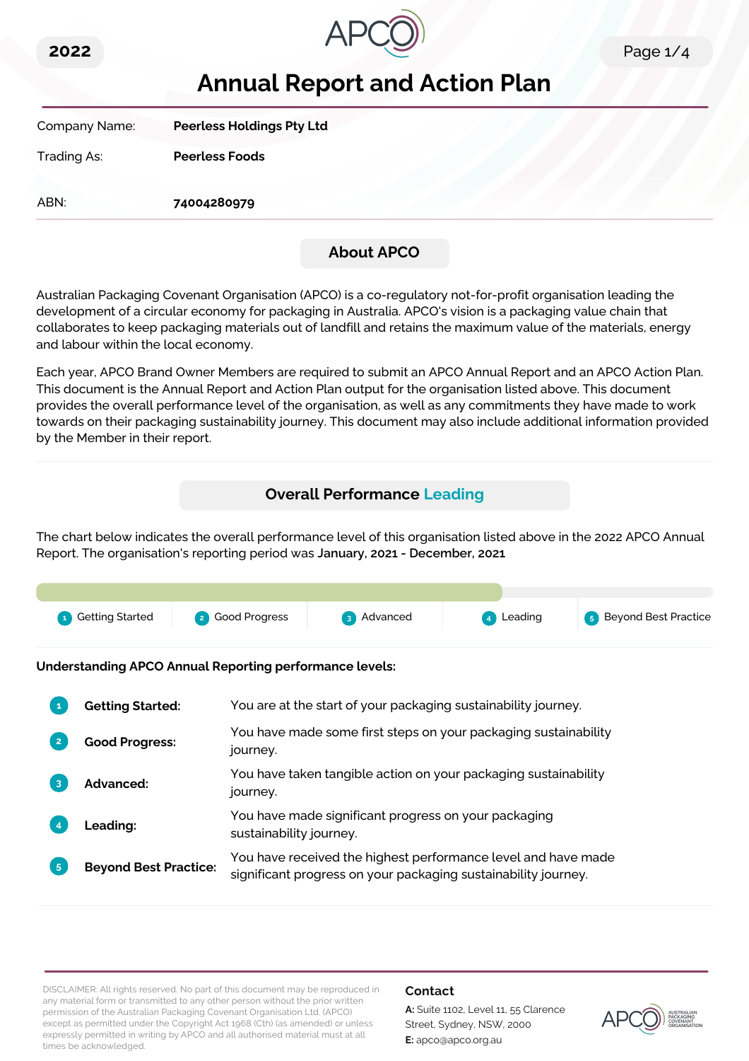2022

# Annual Report and Action Plan

| | |
|---|---|
| Company Name: | **Peerless Holdings Pty Ltd** |
| Trading As: | **Peerless Foods** |
| ABN: | **74004280979** |

## About APCO

Australian Packaging Covenant Organisation (APCO) is a co-regulatory not-for-profit organisation leading the development of a circular economy for packaging in Australia. APCO's vision is a packaging value chain that collaborates to keep packaging materials out of landfill and retains the maximum value of the materials, energy and labour within the local economy.

Each year, APCO Brand Owner Members are required to submit an APCO Annual Report and an APCO Action Plan. This document is the Annual Report and Action Plan output for the organisation listed above. This document provides the overall performance level of the organisation, as well as any commitments they have made to work towards on their packaging sustainability journey. This document may also include additional information provided by the Member in their report.

## Overall Performance Leading

The chart below indicates the overall performance level of this organisation listed above in the 2022 APCO Annual Report. The organisation's reporting period was **January, 2021 - December, 2021**

1 Getting Started | 2 Good Progress | 3 Advanced | 4 Leading | 5 Beyond Best Practice

**Understanding APCO Annual Reporting performance levels:**

| | | |
|---|---|---|
| 1 | **Getting Started:** | You are at the start of your packaging sustainability journey. |
| 2 | **Good Progress:** | You have made some first steps on your packaging sustainability journey. |
| 3 | **Advanced:** | You have taken tangible action on your packaging sustainability journey. |
| 4 | **Leading:** | You have made significant progress on your packaging sustainability journey. |
| 5 | **Beyond Best Practice:** | You have received the highest performance level and have made significant progress on your packaging sustainability journey. |

DISCLAIMER: All rights reserved. No part of this document may be reproduced in any material form or transmitted to any other person without the prior written permission of the Australian Packaging Covenant Organisation Ltd. (APCO) except as permitted under the Copyright Act 1968 (Cth) (as amended) or unless expressly permitted in writing by APCO and all authorised material must at all times be acknowledged.

**Contact**

**A:** Suite 1102, Level 11, 55 Clarence Street, Sydney, NSW, 2000

**E:** apco@apco.org.au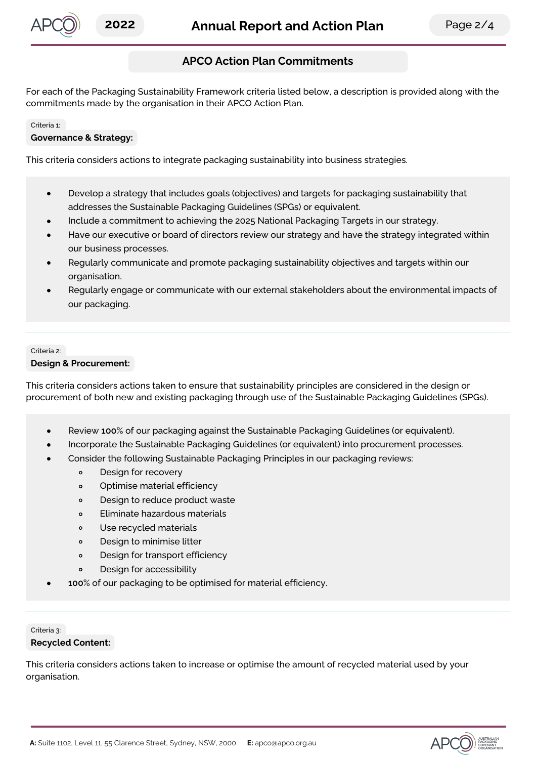## APCO Action Plan Commitments

For each of the Packaging Sustainability Framework criteria listed below, a description is provided along with the commitments made by the organisation in their APCO Action Plan.

Criteria 1:

**Governance & Strategy:**

This criteria considers actions to integrate packaging sustainability into business strategies.

- Develop a strategy that includes goals (objectives) and targets for packaging sustainability that addresses the Sustainable Packaging Guidelines (SPGs) or equivalent.
- Include a commitment to achieving the 2025 National Packaging Targets in our strategy.
- Have our executive or board of directors review our strategy and have the strategy integrated within our business processes.
- Regularly communicate and promote packaging sustainability objectives and targets within our organisation.
- Regularly engage or communicate with our external stakeholders about the environmental impacts of our packaging.

Criteria 2:

**Design & Procurement:**

This criteria considers actions taken to ensure that sustainability principles are considered in the design or procurement of both new and existing packaging through use of the Sustainable Packaging Guidelines (SPGs).

- Review **100**% of our packaging against the Sustainable Packaging Guidelines (or equivalent).
- Incorporate the Sustainable Packaging Guidelines (or equivalent) into procurement processes.
- Consider the following Sustainable Packaging Principles in our packaging reviews:
    - Design for recovery
    - Optimise material efficiency
    - Design to reduce product waste
    - Eliminate hazardous materials
    - Use recycled materials
    - Design to minimise litter
    - Design for transport efficiency
    - Design for accessibility
- **100**% of our packaging to be optimised for material efficiency.

Criteria 3:

**Recycled Content:**

This criteria considers actions taken to increase or optimise the amount of recycled material used by your organisation.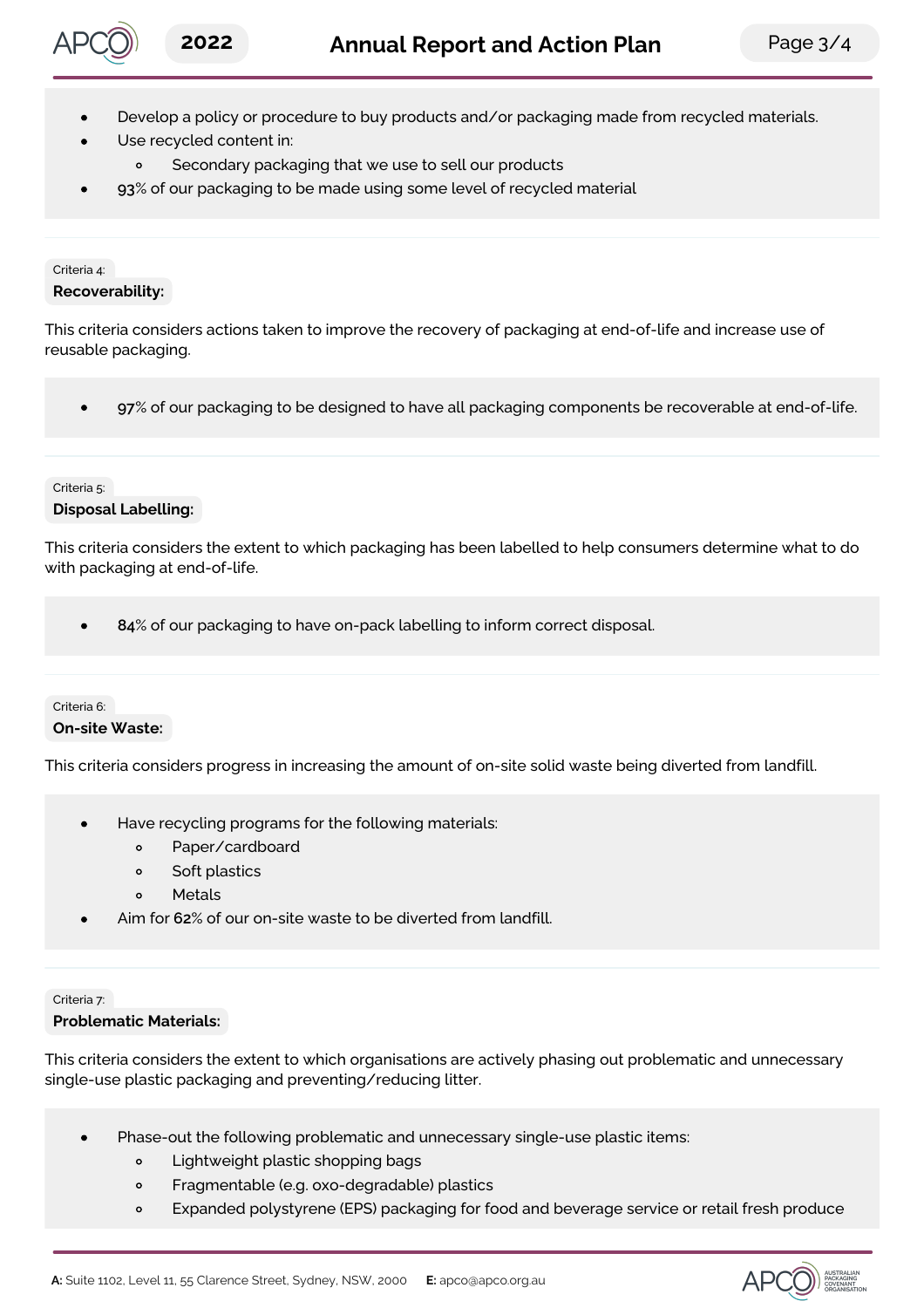- Develop a policy or procedure to buy products and/or packaging made from recycled materials.
- Use recycled content in:
  - Secondary packaging that we use to sell our products
- **93**% of our packaging to be made using some level of recycled material

Criteria 4:

**Recoverability:**

This criteria considers actions taken to improve the recovery of packaging at end-of-life and increase use of reusable packaging.

- **97**% of our packaging to be designed to have all packaging components be recoverable at end-of-life.

Criteria 5:

**Disposal Labelling:**

This criteria considers the extent to which packaging has been labelled to help consumers determine what to do with packaging at end-of-life.

- **84**% of our packaging to have on-pack labelling to inform correct disposal.

Criteria 6:

**On-site Waste:**

This criteria considers progress in increasing the amount of on-site solid waste being diverted from landfill.

- Have recycling programs for the following materials:
  - Paper/cardboard
  - Soft plastics
  - Metals
- Aim for **62**% of our on-site waste to be diverted from landfill.

Criteria 7:

**Problematic Materials:**

This criteria considers the extent to which organisations are actively phasing out problematic and unnecessary single-use plastic packaging and preventing/reducing litter.

- Phase-out the following problematic and unnecessary single-use plastic items:
  - Lightweight plastic shopping bags
  - Fragmentable (e.g. oxo-degradable) plastics
  - Expanded polystyrene (EPS) packaging for food and beverage service or retail fresh produce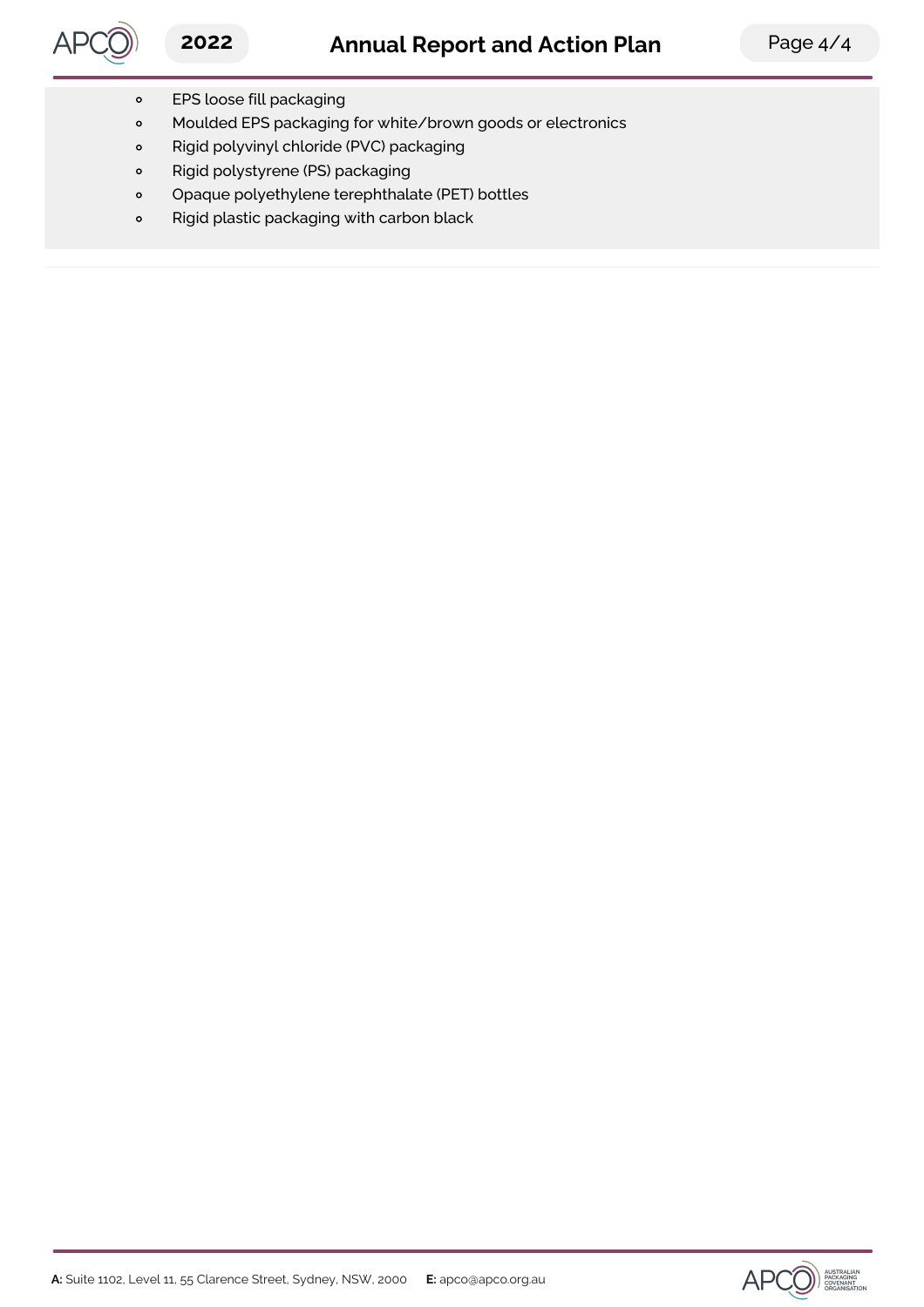- EPS loose fill packaging
- Moulded EPS packaging for white/brown goods or electronics
- Rigid polyvinyl chloride (PVC) packaging
- Rigid polystyrene (PS) packaging
- Opaque polyethylene terephthalate (PET) bottles
- Rigid plastic packaging with carbon black